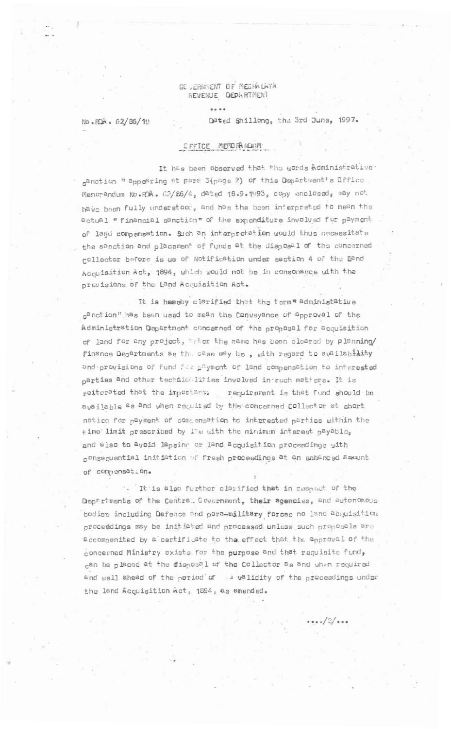GOVERNMENT OF MEGHALAYA
REVENUE DEPARTMENT

....

No.RDA.62/86/10 Dated Shillong, the 3rd June, 1997.

## OFFICE MEMORANDUM

It has been observed that the words "Administrative sanction" appearing at para 3(page 2) of this Department's Office Memorandum No.RDA.62/86/4, dated 18.9.1993, copy enclosed, may not have been fully understood, and has the been interpreted to mean the actual "financial sanction" of the expenditure involved for payment of land compensation. Such an interpretation would thus necessitate the sanction and placement of funds at the disposal of the concerned Collector before issue of Notification under section 4 of the Land Acquisition Act, 1894, which would not be in consonance with the provisions of the Land Acquisition Act.

It is hereby clarified that the term "administative sanction" has been used to mean the Conveyance of approval of the Administration Department concerned of the proposal for acquisition of land for any project, after the same has been cleared by planning/ Finance Departments as the case may be, with regard to availability and provisions of fund for payment of land compensation to interested parties and other technicalities involved in such matters. It is reiterated that the important requirement is that fund should be available as and when required by the concerned Collector at short notice for payment of compensation to interested parties within the time limit prescribed by law with the minimum interest payable, and also to avoid lapsing or land acquisition proceedings with consequential initiation of fresh proceedings at an enhanced amount of compensation.

It is also further clarified that in respect of the Departments of the Central Government, their agencies, and autonomous bodies including Defence and para-military forces no land acquisition proceedings may be initiated and processed unless such proposals are accompenited by a certificate to the effect that the approval of the concerned Ministry exists for the purpose and that requisite fund, can be placed at the disposal of the Collector as and when required and well ahead of the period of the validity of the proceedings under the land Acquisition Act, 1894, as amended.

..../2/...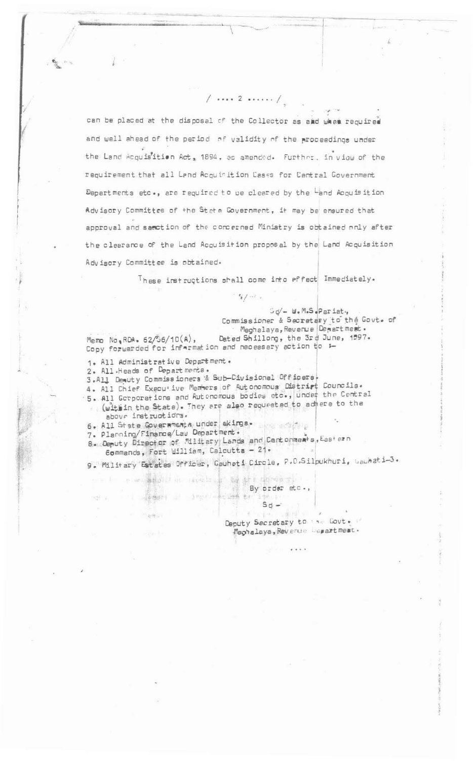can be placed at the disposal of the Collector as and when required and well ahead of the period of validity of the proceedings under the Land Acquisition Act, 1894, as amended. Further, in view of the requirement that all Land Acquisition Cases for Central Government Departments etc., are required to be cleared by the Land Acquisition Advisory Committee of the State Government, it may be ensured that approval and sanction of the concerned Ministry is obtained only after the clearance of the Land Acquisition proposal by the Land Acquisition Advisory Committee is obtained.

These instructions shall come into effect Immediately.

Sd/- W.M.S.Pariat,
Commissioner & Secretary to the Govt. of
Meghalaya, Revenue Department.

Memo No.RDA. 62/96/10(A), Dated Shillong, the 3rd June, 1997.
Copy forwarded for information and necessary action to :-

1. All Administrative Department.
2. All Heads of Departments.
3. All Deputy Commissioners & Sub-Divisional Officers.
4. All Chief Executive Members of Autonomous District Councils.
5. All Corporations and Autonomous bodies etc., under the Central (within the State). They are also requested to adhere to the above instructions.
6. All State Government undertakings.
7. Planning/Finance/Law Department.
8. Deputy Director of Military Lands and Cantonments, Eastern Commands, Fort William, Calcutta - 21.
9. Military Estates Officer, Gauhati Circle, P.O.Silpukhuri, Gauhati-3.

By order etc.,
Sd -

Deputy Secretary to the Govt. of
Meghalaya, Revenue Department.